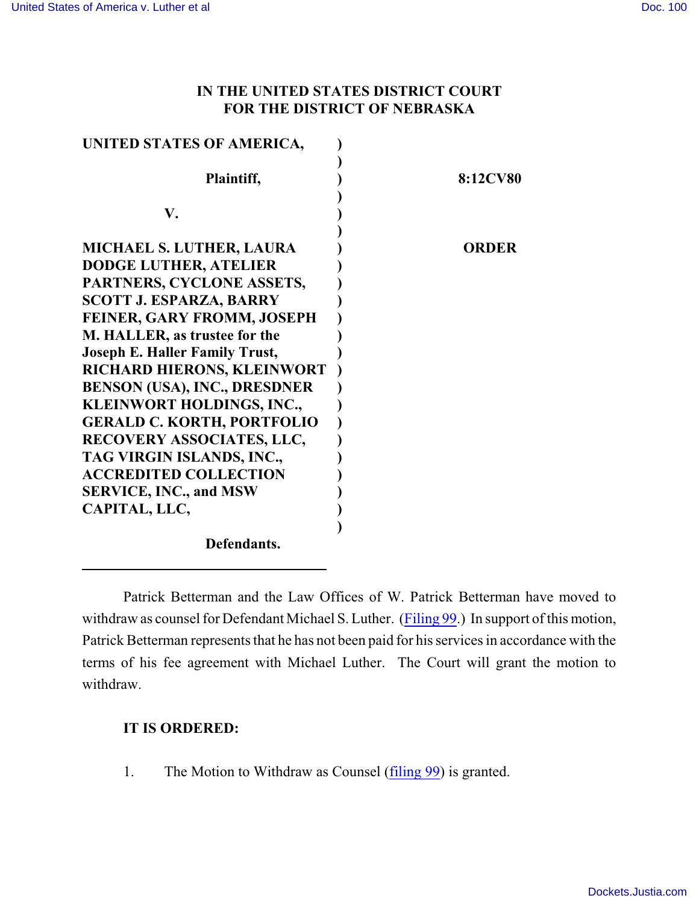# IN THE UNITED STATES DISTRICT COURT FOR THE DISTRICT OF NEBRASKA

| | | |
|---|---|---|
| **UNITED STATES OF AMERICA,** | ) | |
| | ) | |
| **Plaintiff,** | ) | **8:12CV80** |
| | ) | |
| **V.** | ) | |
| | ) | |
| **MICHAEL S. LUTHER, LAURA DODGE LUTHER, ATELIER PARTNERS, CYCLONE ASSETS, SCOTT J. ESPARZA, BARRY FEINER, GARY FROMM, JOSEPH M. HALLER, as trustee for the Joseph E. Haller Family Trust, RICHARD HIERONS, KLEINWORT BENSON (USA), INC., DRESDNER KLEINWORT HOLDINGS, INC., GERALD C. KORTH, PORTFOLIO RECOVERY ASSOCIATES, LLC, TAG VIRGIN ISLANDS, INC., ACCREDITED COLLECTION SERVICE, INC., and MSW CAPITAL, LLC,** | ) | **ORDER** |
| | ) | |
| **Defendants.** | | |

Patrick Betterman and the Law Offices of W. Patrick Betterman have moved to withdraw as counsel for Defendant Michael S. Luther. (Filing 99.) In support of this motion, Patrick Betterman represents that he has not been paid for his services in accordance with the terms of his fee agreement with Michael Luther. The Court will grant the motion to withdraw.

**IT IS ORDERED:**

1. The Motion to Withdraw as Counsel (filing 99) is granted.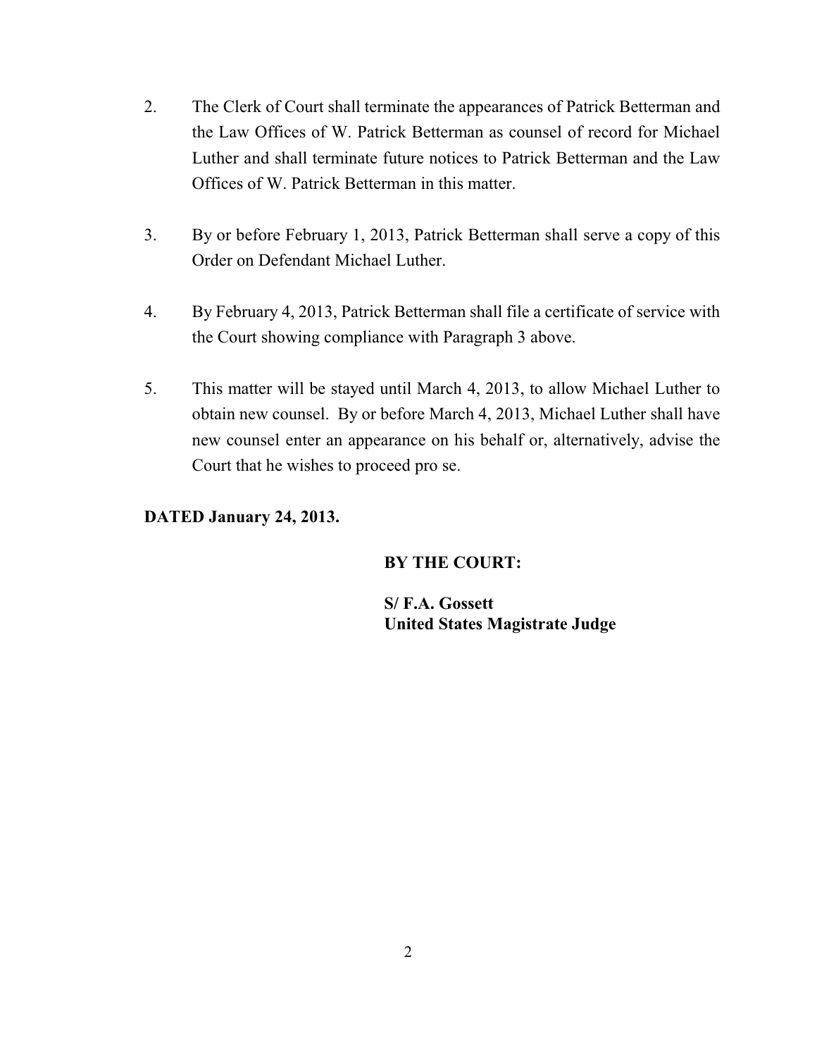2. The Clerk of Court shall terminate the appearances of Patrick Betterman and the Law Offices of W. Patrick Betterman as counsel of record for Michael Luther and shall terminate future notices to Patrick Betterman and the Law Offices of W. Patrick Betterman in this matter.

3. By or before February 1, 2013, Patrick Betterman shall serve a copy of this Order on Defendant Michael Luther.

4. By February 4, 2013, Patrick Betterman shall file a certificate of service with the Court showing compliance with Paragraph 3 above.

5. This matter will be stayed until March 4, 2013, to allow Michael Luther to obtain new counsel. By or before March 4, 2013, Michael Luther shall have new counsel enter an appearance on his behalf or, alternatively, advise the Court that he wishes to proceed pro se.

**DATED January 24, 2013.**

**BY THE COURT:**

**S/ F.A. Gossett**
**United States Magistrate Judge**